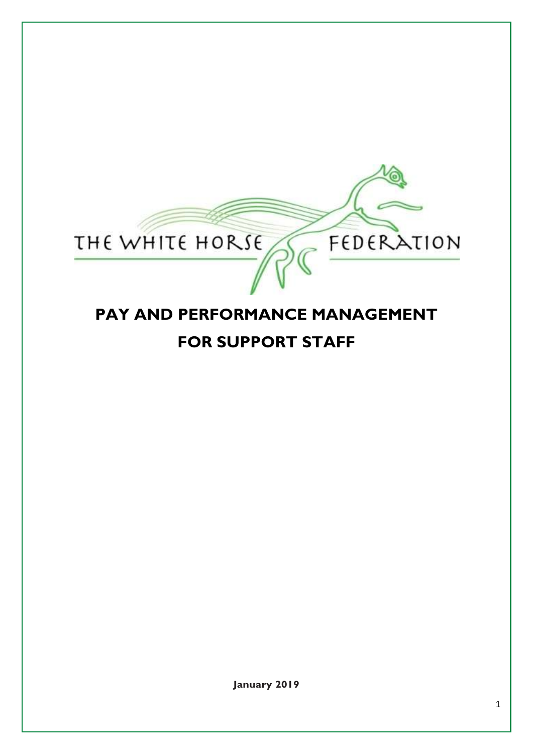THE WHITE HORSE FEDERATION

# PAY AND PERFORMANCE MANAGEMENT FOR SUPPORT STAFF

**January 2019**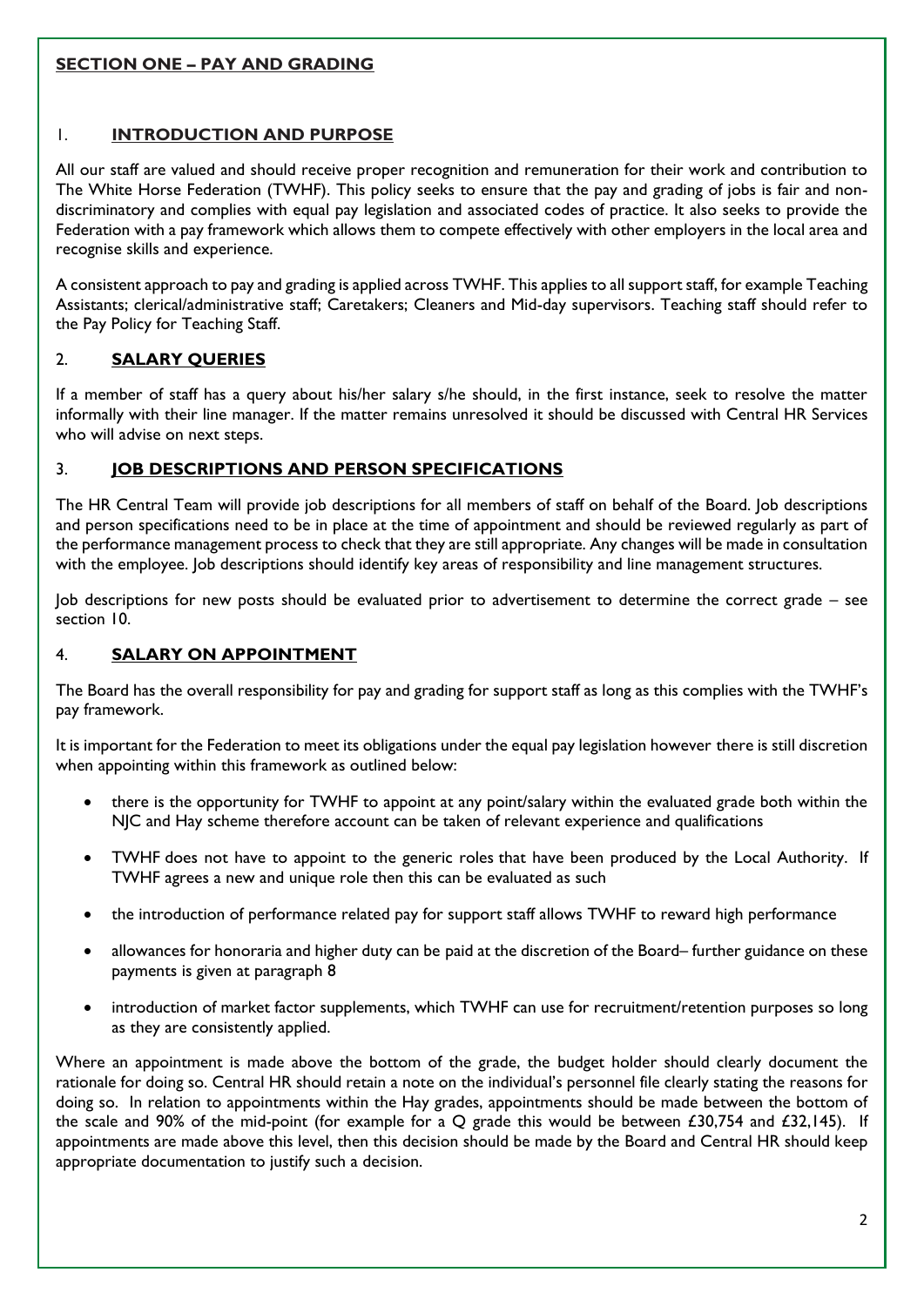## SECTION ONE – PAY AND GRADING

### 1. INTRODUCTION AND PURPOSE

All our staff are valued and should receive proper recognition and remuneration for their work and contribution to The White Horse Federation (TWHF). This policy seeks to ensure that the pay and grading of jobs is fair and non-discriminatory and complies with equal pay legislation and associated codes of practice. It also seeks to provide the Federation with a pay framework which allows them to compete effectively with other employers in the local area and recognise skills and experience.

A consistent approach to pay and grading is applied across TWHF. This applies to all support staff, for example Teaching Assistants; clerical/administrative staff; Caretakers; Cleaners and Mid-day supervisors. Teaching staff should refer to the Pay Policy for Teaching Staff.

### 2. SALARY QUERIES

If a member of staff has a query about his/her salary s/he should, in the first instance, seek to resolve the matter informally with their line manager. If the matter remains unresolved it should be discussed with Central HR Services who will advise on next steps.

### 3. JOB DESCRIPTIONS AND PERSON SPECIFICATIONS

The HR Central Team will provide job descriptions for all members of staff on behalf of the Board. Job descriptions and person specifications need to be in place at the time of appointment and should be reviewed regularly as part of the performance management process to check that they are still appropriate. Any changes will be made in consultation with the employee. Job descriptions should identify key areas of responsibility and line management structures.

Job descriptions for new posts should be evaluated prior to advertisement to determine the correct grade – see section 10.

### 4. SALARY ON APPOINTMENT

The Board has the overall responsibility for pay and grading for support staff as long as this complies with the TWHF's pay framework.

It is important for the Federation to meet its obligations under the equal pay legislation however there is still discretion when appointing within this framework as outlined below:

- there is the opportunity for TWHF to appoint at any point/salary within the evaluated grade both within the NJC and Hay scheme therefore account can be taken of relevant experience and qualifications
- TWHF does not have to appoint to the generic roles that have been produced by the Local Authority. If TWHF agrees a new and unique role then this can be evaluated as such
- the introduction of performance related pay for support staff allows TWHF to reward high performance
- allowances for honoraria and higher duty can be paid at the discretion of the Board– further guidance on these payments is given at paragraph 8
- introduction of market factor supplements, which TWHF can use for recruitment/retention purposes so long as they are consistently applied.

Where an appointment is made above the bottom of the grade, the budget holder should clearly document the rationale for doing so. Central HR should retain a note on the individual's personnel file clearly stating the reasons for doing so. In relation to appointments within the Hay grades, appointments should be made between the bottom of the scale and 90% of the mid-point (for example for a Q grade this would be between £30,754 and £32,145). If appointments are made above this level, then this decision should be made by the Board and Central HR should keep appropriate documentation to justify such a decision.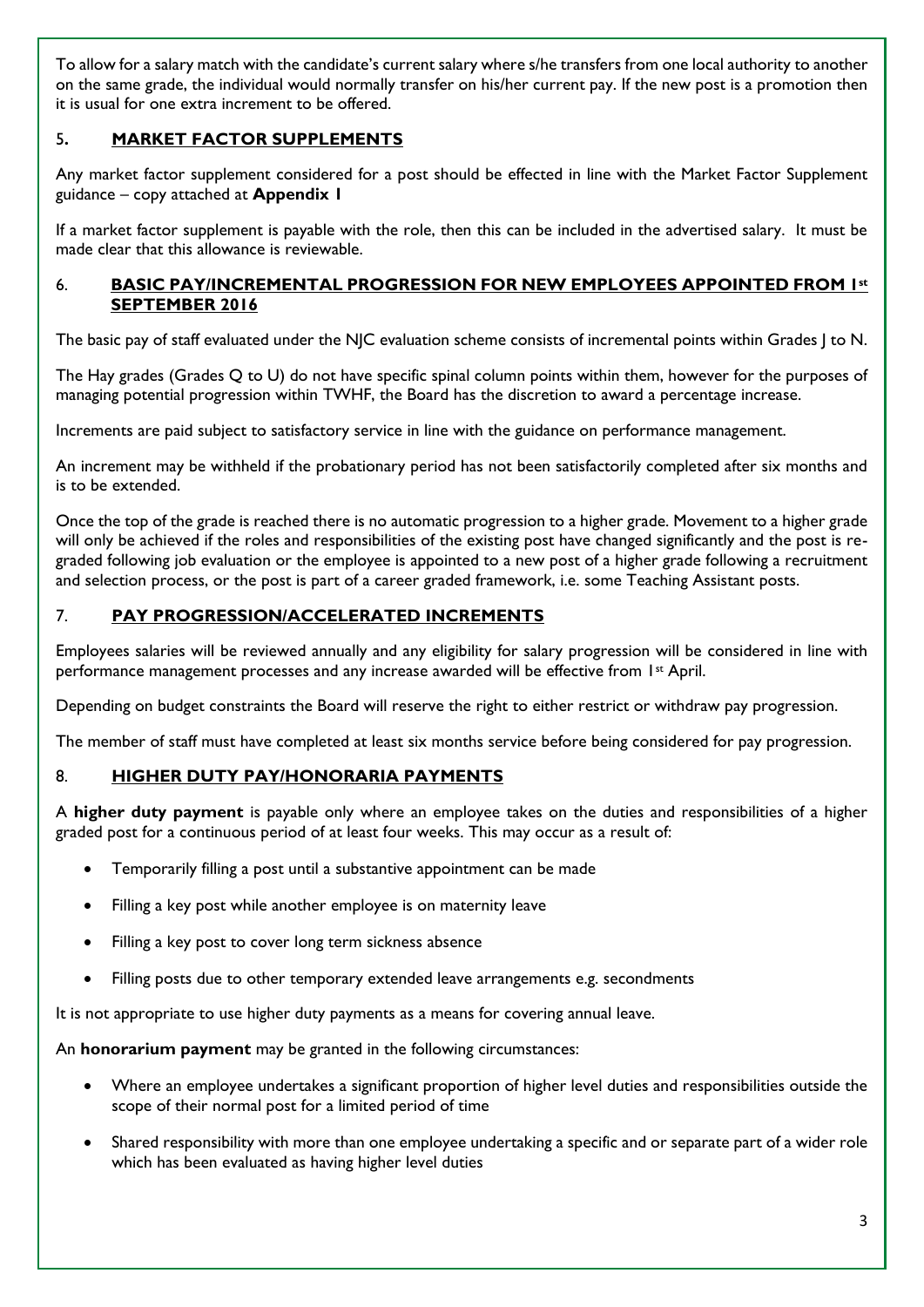To allow for a salary match with the candidate's current salary where s/he transfers from one local authority to another on the same grade, the individual would normally transfer on his/her current pay. If the new post is a promotion then it is usual for one extra increment to be offered.

## 5. MARKET FACTOR SUPPLEMENTS

Any market factor supplement considered for a post should be effected in line with the Market Factor Supplement guidance – copy attached at **Appendix 1**

If a market factor supplement is payable with the role, then this can be included in the advertised salary. It must be made clear that this allowance is reviewable.

## 6. BASIC PAY/INCREMENTAL PROGRESSION FOR NEW EMPLOYEES APPOINTED FROM 1st SEPTEMBER 2016

The basic pay of staff evaluated under the NJC evaluation scheme consists of incremental points within Grades J to N.

The Hay grades (Grades Q to U) do not have specific spinal column points within them, however for the purposes of managing potential progression within TWHF, the Board has the discretion to award a percentage increase.

Increments are paid subject to satisfactory service in line with the guidance on performance management.

An increment may be withheld if the probationary period has not been satisfactorily completed after six months and is to be extended.

Once the top of the grade is reached there is no automatic progression to a higher grade. Movement to a higher grade will only be achieved if the roles and responsibilities of the existing post have changed significantly and the post is re-graded following job evaluation or the employee is appointed to a new post of a higher grade following a recruitment and selection process, or the post is part of a career graded framework, i.e. some Teaching Assistant posts.

## 7. PAY PROGRESSION/ACCELERATED INCREMENTS

Employees salaries will be reviewed annually and any eligibility for salary progression will be considered in line with performance management processes and any increase awarded will be effective from 1st April.

Depending on budget constraints the Board will reserve the right to either restrict or withdraw pay progression.

The member of staff must have completed at least six months service before being considered for pay progression.

## 8. HIGHER DUTY PAY/HONORARIA PAYMENTS

A **higher duty payment** is payable only where an employee takes on the duties and responsibilities of a higher graded post for a continuous period of at least four weeks. This may occur as a result of:

- Temporarily filling a post until a substantive appointment can be made
- Filling a key post while another employee is on maternity leave
- Filling a key post to cover long term sickness absence
- Filling posts due to other temporary extended leave arrangements e.g. secondments

It is not appropriate to use higher duty payments as a means for covering annual leave.

An **honorarium payment** may be granted in the following circumstances:

- Where an employee undertakes a significant proportion of higher level duties and responsibilities outside the scope of their normal post for a limited period of time
- Shared responsibility with more than one employee undertaking a specific and or separate part of a wider role which has been evaluated as having higher level duties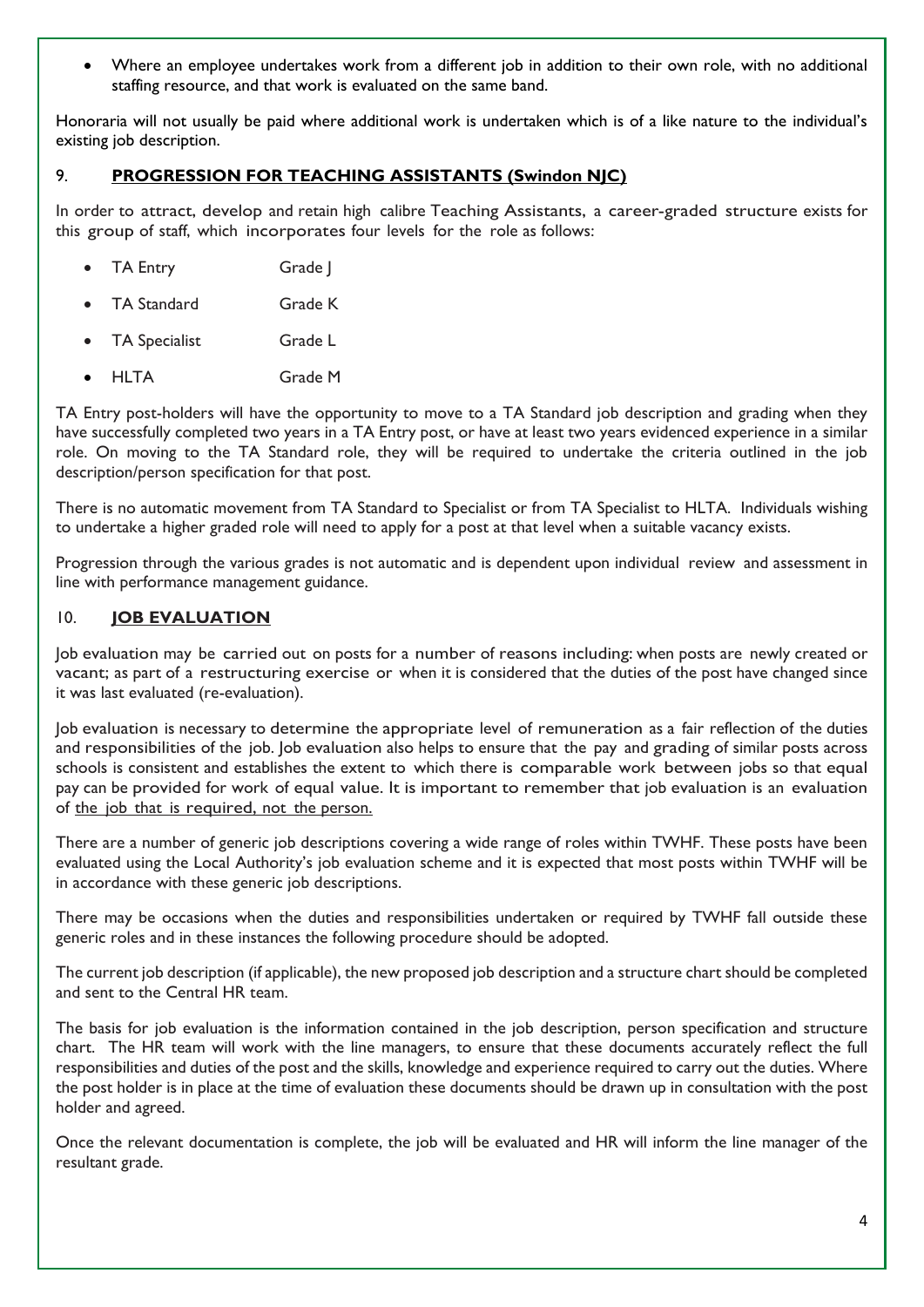- Where an employee undertakes work from a different job in addition to their own role, with no additional staffing resource, and that work is evaluated on the same band.

Honoraria will not usually be paid where additional work is undertaken which is of a like nature to the individual's existing job description.

## 9. PROGRESSION FOR TEACHING ASSISTANTS (Swindon NJC)

In order to attract, develop and retain high calibre Teaching Assistants, a career-graded structure exists for this group of staff, which incorporates four levels for the role as follows:

- TA Entry Grade J
- TA Standard Grade K
- TA Specialist Grade L
- HLTA Grade M

TA Entry post-holders will have the opportunity to move to a TA Standard job description and grading when they have successfully completed two years in a TA Entry post, or have at least two years evidenced experience in a similar role. On moving to the TA Standard role, they will be required to undertake the criteria outlined in the job description/person specification for that post.

There is no automatic movement from TA Standard to Specialist or from TA Specialist to HLTA. Individuals wishing to undertake a higher graded role will need to apply for a post at that level when a suitable vacancy exists.

Progression through the various grades is not automatic and is dependent upon individual review and assessment in line with performance management guidance.

## 10. JOB EVALUATION

Job evaluation may be carried out on posts for a number of reasons including: when posts are newly created or vacant; as part of a restructuring exercise or when it is considered that the duties of the post have changed since it was last evaluated (re-evaluation).

Job evaluation is necessary to determine the appropriate level of remuneration as a fair reflection of the duties and responsibilities of the job. Job evaluation also helps to ensure that the pay and grading of similar posts across schools is consistent and establishes the extent to which there is comparable work between jobs so that equal pay can be provided for work of equal value. It is important to remember that job evaluation is an evaluation of the job that is required, not the person.

There are a number of generic job descriptions covering a wide range of roles within TWHF. These posts have been evaluated using the Local Authority's job evaluation scheme and it is expected that most posts within TWHF will be in accordance with these generic job descriptions.

There may be occasions when the duties and responsibilities undertaken or required by TWHF fall outside these generic roles and in these instances the following procedure should be adopted.

The current job description (if applicable), the new proposed job description and a structure chart should be completed and sent to the Central HR team.

The basis for job evaluation is the information contained in the job description, person specification and structure chart. The HR team will work with the line managers, to ensure that these documents accurately reflect the full responsibilities and duties of the post and the skills, knowledge and experience required to carry out the duties. Where the post holder is in place at the time of evaluation these documents should be drawn up in consultation with the post holder and agreed.

Once the relevant documentation is complete, the job will be evaluated and HR will inform the line manager of the resultant grade.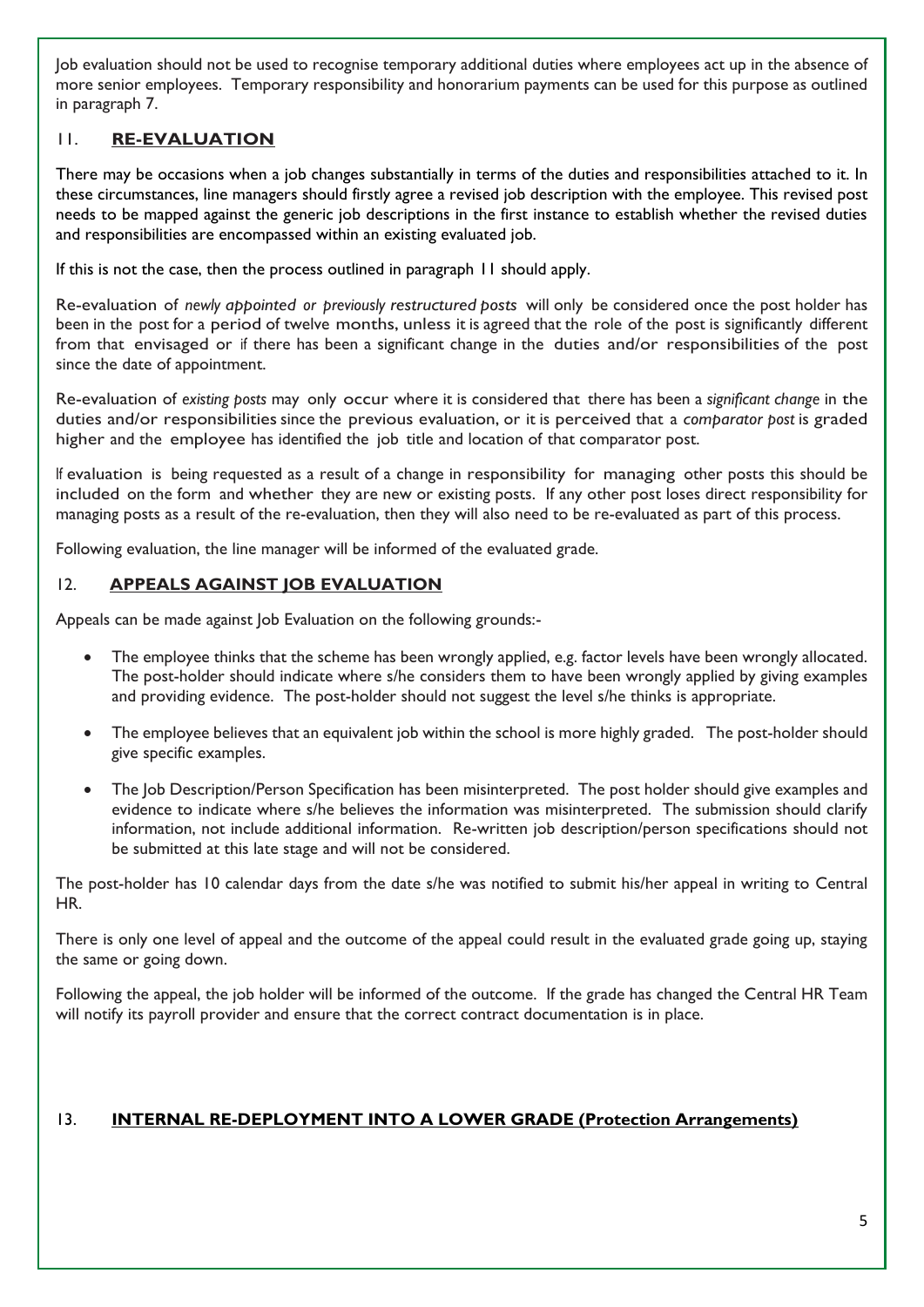Job evaluation should not be used to recognise temporary additional duties where employees act up in the absence of more senior employees. Temporary responsibility and honorarium payments can be used for this purpose as outlined in paragraph 7.

## 11. RE-EVALUATION

There may be occasions when a job changes substantially in terms of the duties and responsibilities attached to it. In these circumstances, line managers should firstly agree a revised job description with the employee. This revised post needs to be mapped against the generic job descriptions in the first instance to establish whether the revised duties and responsibilities are encompassed within an existing evaluated job.

If this is not the case, then the process outlined in paragraph 11 should apply.

Re-evaluation of *newly appointed or previously restructured posts* will only be considered once the post holder has been in the post for a period of twelve months, unless it is agreed that the role of the post is significantly different from that envisaged or if there has been a significant change in the duties and/or responsibilities of the post since the date of appointment.

Re-evaluation of *existing posts* may only occur where it is considered that there has been a *significant change* in the duties and/or responsibilities since the previous evaluation, or it is perceived that a *comparator post* is graded higher and the employee has identified the job title and location of that comparator post.

If evaluation is being requested as a result of a change in responsibility for managing other posts this should be included on the form and whether they are new or existing posts. If any other post loses direct responsibility for managing posts as a result of the re-evaluation, then they will also need to be re-evaluated as part of this process.

Following evaluation, the line manager will be informed of the evaluated grade.

## 12. APPEALS AGAINST JOB EVALUATION

Appeals can be made against Job Evaluation on the following grounds:-

- The employee thinks that the scheme has been wrongly applied, e.g. factor levels have been wrongly allocated. The post-holder should indicate where s/he considers them to have been wrongly applied by giving examples and providing evidence. The post-holder should not suggest the level s/he thinks is appropriate.
- The employee believes that an equivalent job within the school is more highly graded. The post-holder should give specific examples.
- The Job Description/Person Specification has been misinterpreted. The post holder should give examples and evidence to indicate where s/he believes the information was misinterpreted. The submission should clarify information, not include additional information. Re-written job description/person specifications should not be submitted at this late stage and will not be considered.

The post-holder has 10 calendar days from the date s/he was notified to submit his/her appeal in writing to Central HR.

There is only one level of appeal and the outcome of the appeal could result in the evaluated grade going up, staying the same or going down.

Following the appeal, the job holder will be informed of the outcome. If the grade has changed the Central HR Team will notify its payroll provider and ensure that the correct contract documentation is in place.

## 13. INTERNAL RE-DEPLOYMENT INTO A LOWER GRADE (Protection Arrangements)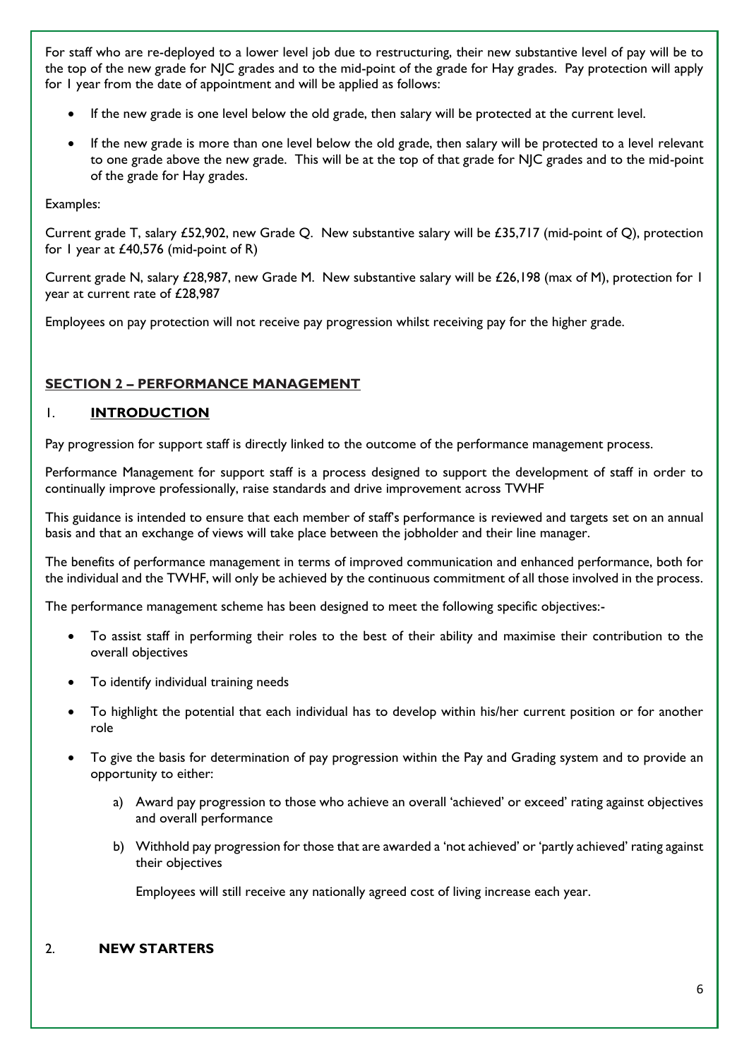For staff who are re-deployed to a lower level job due to restructuring, their new substantive level of pay will be to the top of the new grade for NJC grades and to the mid-point of the grade for Hay grades. Pay protection will apply for 1 year from the date of appointment and will be applied as follows:

- If the new grade is one level below the old grade, then salary will be protected at the current level.
- If the new grade is more than one level below the old grade, then salary will be protected to a level relevant to one grade above the new grade. This will be at the top of that grade for NJC grades and to the mid-point of the grade for Hay grades.

Examples:

Current grade T, salary £52,902, new Grade Q. New substantive salary will be £35,717 (mid-point of Q), protection for 1 year at £40,576 (mid-point of R)

Current grade N, salary £28,987, new Grade M. New substantive salary will be £26,198 (max of M), protection for 1 year at current rate of £28,987

Employees on pay protection will not receive pay progression whilst receiving pay for the higher grade.

## SECTION 2 – PERFORMANCE MANAGEMENT

### 1. INTRODUCTION

Pay progression for support staff is directly linked to the outcome of the performance management process.

Performance Management for support staff is a process designed to support the development of staff in order to continually improve professionally, raise standards and drive improvement across TWHF

This guidance is intended to ensure that each member of staff's performance is reviewed and targets set on an annual basis and that an exchange of views will take place between the jobholder and their line manager.

The benefits of performance management in terms of improved communication and enhanced performance, both for the individual and the TWHF, will only be achieved by the continuous commitment of all those involved in the process.

The performance management scheme has been designed to meet the following specific objectives:-

- To assist staff in performing their roles to the best of their ability and maximise their contribution to the overall objectives
- To identify individual training needs
- To highlight the potential that each individual has to develop within his/her current position or for another role
- To give the basis for determination of pay progression within the Pay and Grading system and to provide an opportunity to either:
  a) Award pay progression to those who achieve an overall 'achieved' or exceed' rating against objectives and overall performance
  b) Withhold pay progression for those that are awarded a 'not achieved' or 'partly achieved' rating against their objectives

  Employees will still receive any nationally agreed cost of living increase each year.

### 2. NEW STARTERS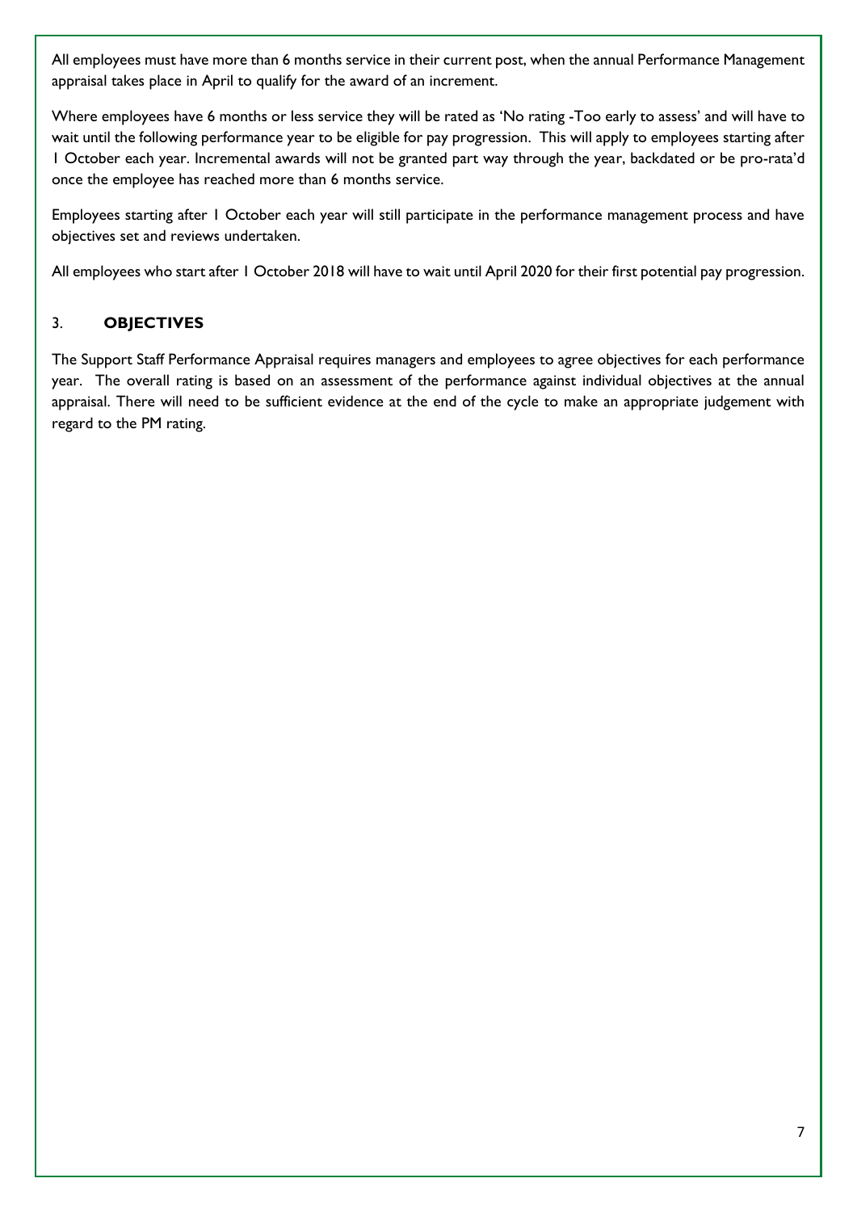All employees must have more than 6 months service in their current post, when the annual Performance Management appraisal takes place in April to qualify for the award of an increment.

Where employees have 6 months or less service they will be rated as 'No rating -Too early to assess' and will have to wait until the following performance year to be eligible for pay progression. This will apply to employees starting after 1 October each year. Incremental awards will not be granted part way through the year, backdated or be pro-rata'd once the employee has reached more than 6 months service.

Employees starting after 1 October each year will still participate in the performance management process and have objectives set and reviews undertaken.

All employees who start after 1 October 2018 will have to wait until April 2020 for their first potential pay progression.

## 3. OBJECTIVES

The Support Staff Performance Appraisal requires managers and employees to agree objectives for each performance year. The overall rating is based on an assessment of the performance against individual objectives at the annual appraisal. There will need to be sufficient evidence at the end of the cycle to make an appropriate judgement with regard to the PM rating.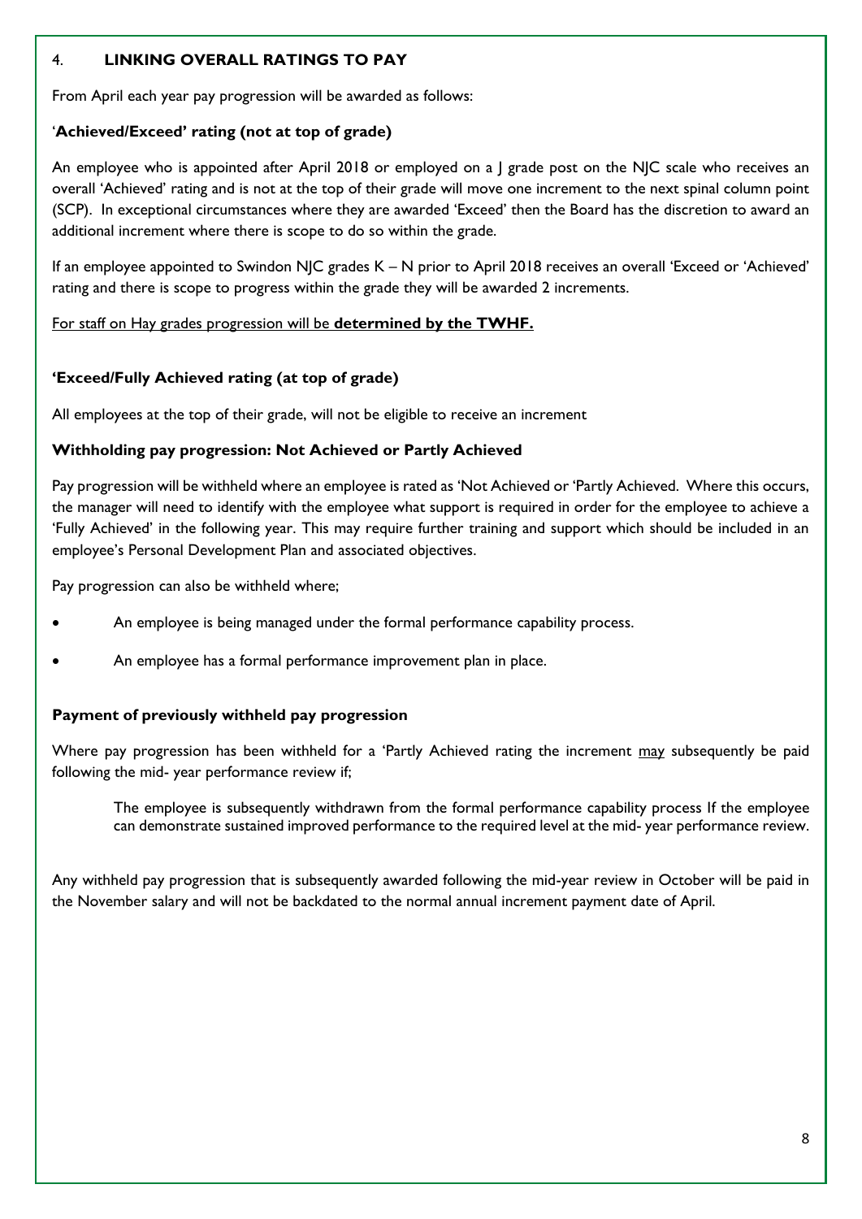## 4. LINKING OVERALL RATINGS TO PAY

From April each year pay progression will be awarded as follows:

### 'Achieved/Exceed' rating (not at top of grade)

An employee who is appointed after April 2018 or employed on a J grade post on the NJC scale who receives an overall 'Achieved' rating and is not at the top of their grade will move one increment to the next spinal column point (SCP). In exceptional circumstances where they are awarded 'Exceed' then the Board has the discretion to award an additional increment where there is scope to do so within the grade.

If an employee appointed to Swindon NJC grades K – N prior to April 2018 receives an overall 'Exceed or 'Achieved' rating and there is scope to progress within the grade they will be awarded 2 increments.

For staff on Hay grades progression will be **determined by the TWHF.**

### 'Exceed/Fully Achieved rating (at top of grade)

All employees at the top of their grade, will not be eligible to receive an increment

### Withholding pay progression: Not Achieved or Partly Achieved

Pay progression will be withheld where an employee is rated as 'Not Achieved or 'Partly Achieved. Where this occurs, the manager will need to identify with the employee what support is required in order for the employee to achieve a 'Fully Achieved' in the following year. This may require further training and support which should be included in an employee's Personal Development Plan and associated objectives.

Pay progression can also be withheld where;

- An employee is being managed under the formal performance capability process.
- An employee has a formal performance improvement plan in place.

### Payment of previously withheld pay progression

Where pay progression has been withheld for a 'Partly Achieved rating the increment may subsequently be paid following the mid- year performance review if;

> The employee is subsequently withdrawn from the formal performance capability process If the employee can demonstrate sustained improved performance to the required level at the mid- year performance review.

Any withheld pay progression that is subsequently awarded following the mid-year review in October will be paid in the November salary and will not be backdated to the normal annual increment payment date of April.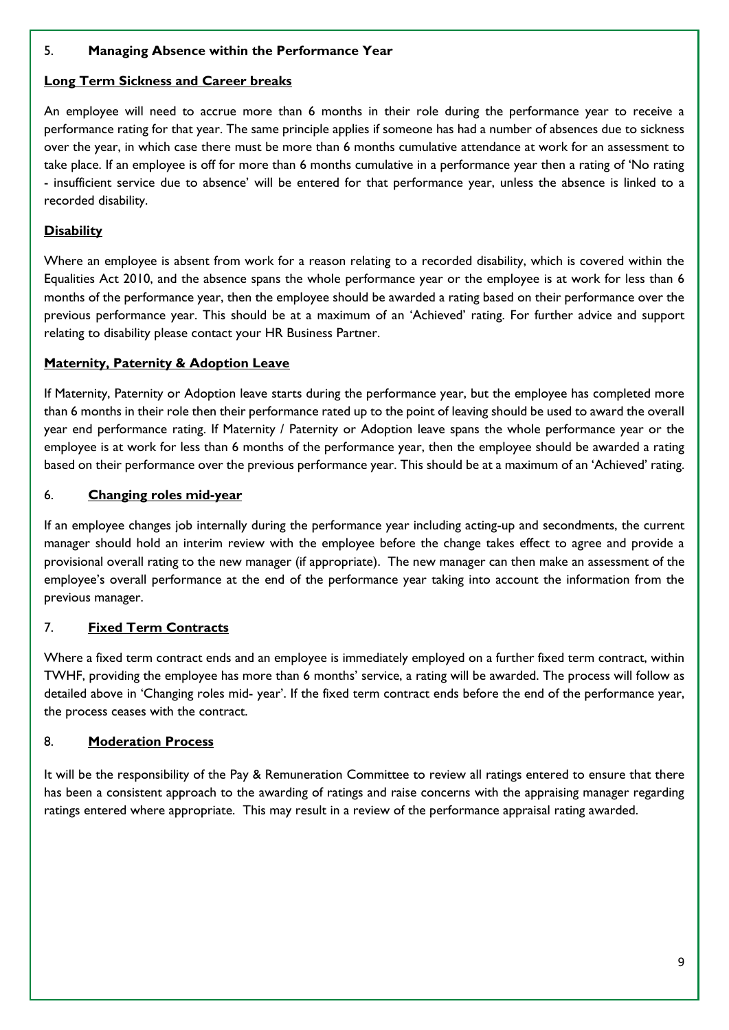## 5. **Managing Absence within the Performance Year**

### **Long Term Sickness and Career breaks**

An employee will need to accrue more than 6 months in their role during the performance year to receive a performance rating for that year. The same principle applies if someone has had a number of absences due to sickness over the year, in which case there must be more than 6 months cumulative attendance at work for an assessment to take place. If an employee is off for more than 6 months cumulative in a performance year then a rating of 'No rating - insufficient service due to absence' will be entered for that performance year, unless the absence is linked to a recorded disability.

### **Disability**

Where an employee is absent from work for a reason relating to a recorded disability, which is covered within the Equalities Act 2010, and the absence spans the whole performance year or the employee is at work for less than 6 months of the performance year, then the employee should be awarded a rating based on their performance over the previous performance year. This should be at a maximum of an 'Achieved' rating. For further advice and support relating to disability please contact your HR Business Partner.

### **Maternity, Paternity & Adoption Leave**

If Maternity, Paternity or Adoption leave starts during the performance year, but the employee has completed more than 6 months in their role then their performance rated up to the point of leaving should be used to award the overall year end performance rating. If Maternity / Paternity or Adoption leave spans the whole performance year or the employee is at work for less than 6 months of the performance year, then the employee should be awarded a rating based on their performance over the previous performance year. This should be at a maximum of an 'Achieved' rating.

## 6. **Changing roles mid-year**

If an employee changes job internally during the performance year including acting-up and secondments, the current manager should hold an interim review with the employee before the change takes effect to agree and provide a provisional overall rating to the new manager (if appropriate). The new manager can then make an assessment of the employee's overall performance at the end of the performance year taking into account the information from the previous manager.

## 7. **Fixed Term Contracts**

Where a fixed term contract ends and an employee is immediately employed on a further fixed term contract, within TWHF, providing the employee has more than 6 months' service, a rating will be awarded. The process will follow as detailed above in 'Changing roles mid- year'. If the fixed term contract ends before the end of the performance year, the process ceases with the contract.

## 8. **Moderation Process**

It will be the responsibility of the Pay & Remuneration Committee to review all ratings entered to ensure that there has been a consistent approach to the awarding of ratings and raise concerns with the appraising manager regarding ratings entered where appropriate. This may result in a review of the performance appraisal rating awarded.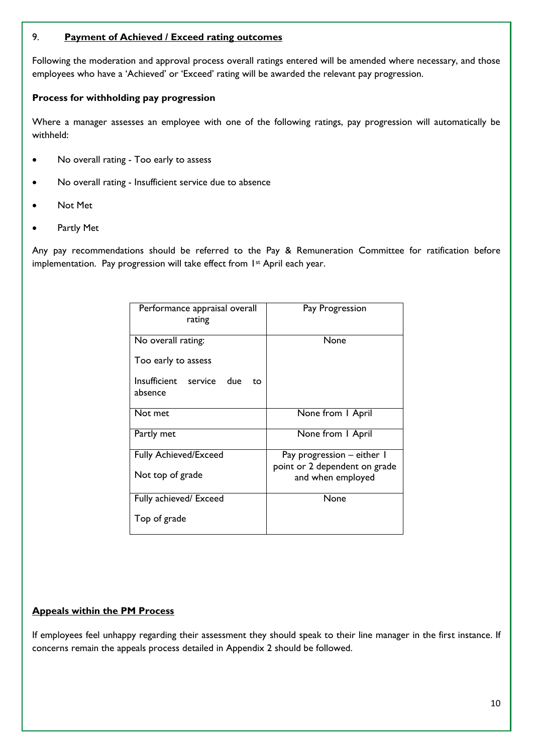## 9. Payment of Achieved / Exceed rating outcomes

Following the moderation and approval process overall ratings entered will be amended where necessary, and those employees who have a 'Achieved' or 'Exceed' rating will be awarded the relevant pay progression.

**Process for withholding pay progression**

Where a manager assesses an employee with one of the following ratings, pay progression will automatically be withheld:

- No overall rating - Too early to assess
- No overall rating - Insufficient service due to absence
- Not Met
- Partly Met

Any pay recommendations should be referred to the Pay & Remuneration Committee for ratification before implementation. Pay progression will take effect from 1st April each year.

| Performance appraisal overall rating | Pay Progression |
|---|---|
| No overall rating:<br>Too early to assess<br>Insufficient service due to absence | None |
| Not met | None from 1 April |
| Partly met | None from 1 April |
| Fully Achieved/Exceed<br>Not top of grade | Pay progression – either 1 point or 2 dependent on grade and when employed |
| Fully achieved/ Exceed<br>Top of grade | None |

**Appeals within the PM Process**

If employees feel unhappy regarding their assessment they should speak to their line manager in the first instance. If concerns remain the appeals process detailed in Appendix 2 should be followed.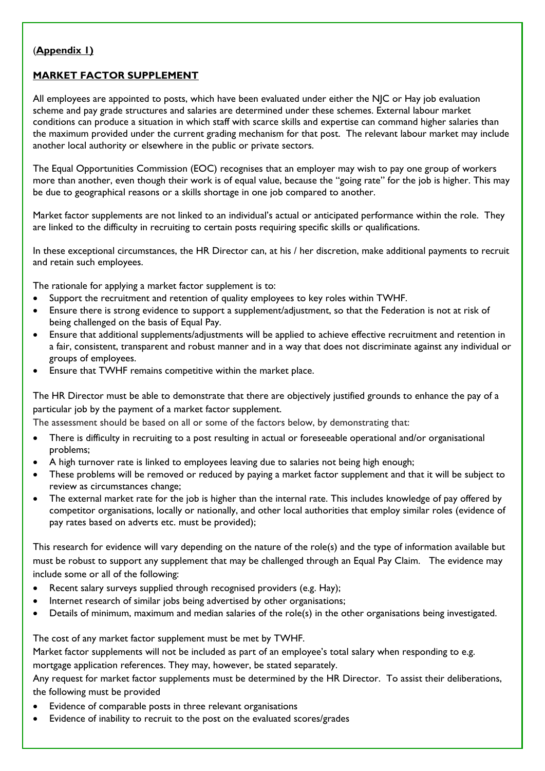(**Appendix 1)**

**MARKET FACTOR SUPPLEMENT**

All employees are appointed to posts, which have been evaluated under either the NJC or Hay job evaluation scheme and pay grade structures and salaries are determined under these schemes. External labour market conditions can produce a situation in which staff with scarce skills and expertise can command higher salaries than the maximum provided under the current grading mechanism for that post. The relevant labour market may include another local authority or elsewhere in the public or private sectors.

The Equal Opportunities Commission (EOC) recognises that an employer may wish to pay one group of workers more than another, even though their work is of equal value, because the "going rate" for the job is higher. This may be due to geographical reasons or a skills shortage in one job compared to another.

Market factor supplements are not linked to an individual's actual or anticipated performance within the role. They are linked to the difficulty in recruiting to certain posts requiring specific skills or qualifications.

In these exceptional circumstances, the HR Director can, at his / her discretion, make additional payments to recruit and retain such employees.

The rationale for applying a market factor supplement is to:

- Support the recruitment and retention of quality employees to key roles within TWHF.
- Ensure there is strong evidence to support a supplement/adjustment, so that the Federation is not at risk of being challenged on the basis of Equal Pay.
- Ensure that additional supplements/adjustments will be applied to achieve effective recruitment and retention in a fair, consistent, transparent and robust manner and in a way that does not discriminate against any individual or groups of employees.
- Ensure that TWHF remains competitive within the market place.

The HR Director must be able to demonstrate that there are objectively justified grounds to enhance the pay of a particular job by the payment of a market factor supplement.

The assessment should be based on all or some of the factors below, by demonstrating that:

- There is difficulty in recruiting to a post resulting in actual or foreseeable operational and/or organisational problems;
- A high turnover rate is linked to employees leaving due to salaries not being high enough;
- These problems will be removed or reduced by paying a market factor supplement and that it will be subject to review as circumstances change;
- The external market rate for the job is higher than the internal rate. This includes knowledge of pay offered by competitor organisations, locally or nationally, and other local authorities that employ similar roles (evidence of pay rates based on adverts etc. must be provided);

This research for evidence will vary depending on the nature of the role(s) and the type of information available but must be robust to support any supplement that may be challenged through an Equal Pay Claim. The evidence may include some or all of the following:

- Recent salary surveys supplied through recognised providers (e.g. Hay);
- Internet research of similar jobs being advertised by other organisations;
- Details of minimum, maximum and median salaries of the role(s) in the other organisations being investigated.

The cost of any market factor supplement must be met by TWHF.

Market factor supplements will not be included as part of an employee's total salary when responding to e.g. mortgage application references. They may, however, be stated separately.

Any request for market factor supplements must be determined by the HR Director. To assist their deliberations, the following must be provided

- Evidence of comparable posts in three relevant organisations
- Evidence of inability to recruit to the post on the evaluated scores/grades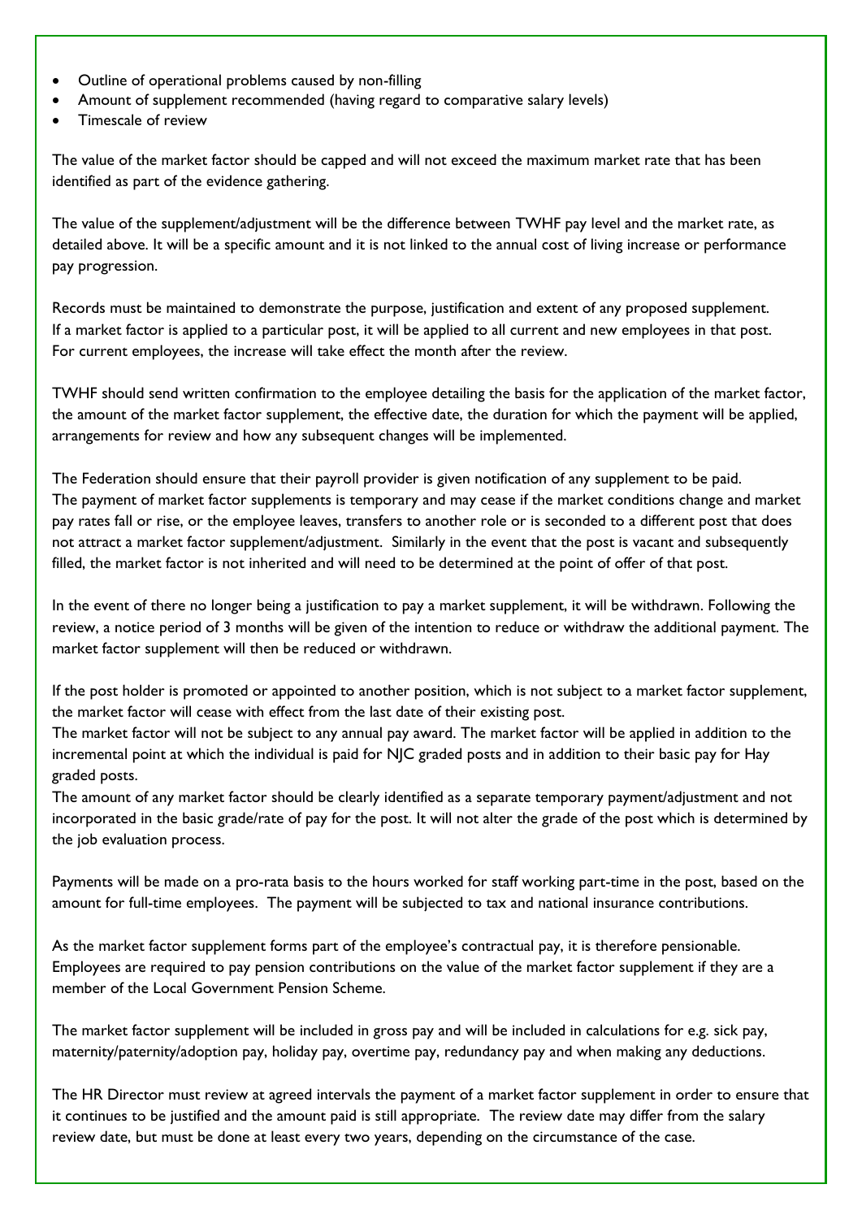- Outline of operational problems caused by non-filling
- Amount of supplement recommended (having regard to comparative salary levels)
- Timescale of review

The value of the market factor should be capped and will not exceed the maximum market rate that has been identified as part of the evidence gathering.

The value of the supplement/adjustment will be the difference between TWHF pay level and the market rate, as detailed above. It will be a specific amount and it is not linked to the annual cost of living increase or performance pay progression.

Records must be maintained to demonstrate the purpose, justification and extent of any proposed supplement. If a market factor is applied to a particular post, it will be applied to all current and new employees in that post. For current employees, the increase will take effect the month after the review.

TWHF should send written confirmation to the employee detailing the basis for the application of the market factor, the amount of the market factor supplement, the effective date, the duration for which the payment will be applied, arrangements for review and how any subsequent changes will be implemented.

The Federation should ensure that their payroll provider is given notification of any supplement to be paid. The payment of market factor supplements is temporary and may cease if the market conditions change and market pay rates fall or rise, or the employee leaves, transfers to another role or is seconded to a different post that does not attract a market factor supplement/adjustment. Similarly in the event that the post is vacant and subsequently filled, the market factor is not inherited and will need to be determined at the point of offer of that post.

In the event of there no longer being a justification to pay a market supplement, it will be withdrawn. Following the review, a notice period of 3 months will be given of the intention to reduce or withdraw the additional payment. The market factor supplement will then be reduced or withdrawn.

If the post holder is promoted or appointed to another position, which is not subject to a market factor supplement, the market factor will cease with effect from the last date of their existing post.
The market factor will not be subject to any annual pay award. The market factor will be applied in addition to the incremental point at which the individual is paid for NJC graded posts and in addition to their basic pay for Hay graded posts.
The amount of any market factor should be clearly identified as a separate temporary payment/adjustment and not incorporated in the basic grade/rate of pay for the post. It will not alter the grade of the post which is determined by the job evaluation process.

Payments will be made on a pro-rata basis to the hours worked for staff working part-time in the post, based on the amount for full-time employees. The payment will be subjected to tax and national insurance contributions.

As the market factor supplement forms part of the employee's contractual pay, it is therefore pensionable. Employees are required to pay pension contributions on the value of the market factor supplement if they are a member of the Local Government Pension Scheme.

The market factor supplement will be included in gross pay and will be included in calculations for e.g. sick pay, maternity/paternity/adoption pay, holiday pay, overtime pay, redundancy pay and when making any deductions.

The HR Director must review at agreed intervals the payment of a market factor supplement in order to ensure that it continues to be justified and the amount paid is still appropriate. The review date may differ from the salary review date, but must be done at least every two years, depending on the circumstance of the case.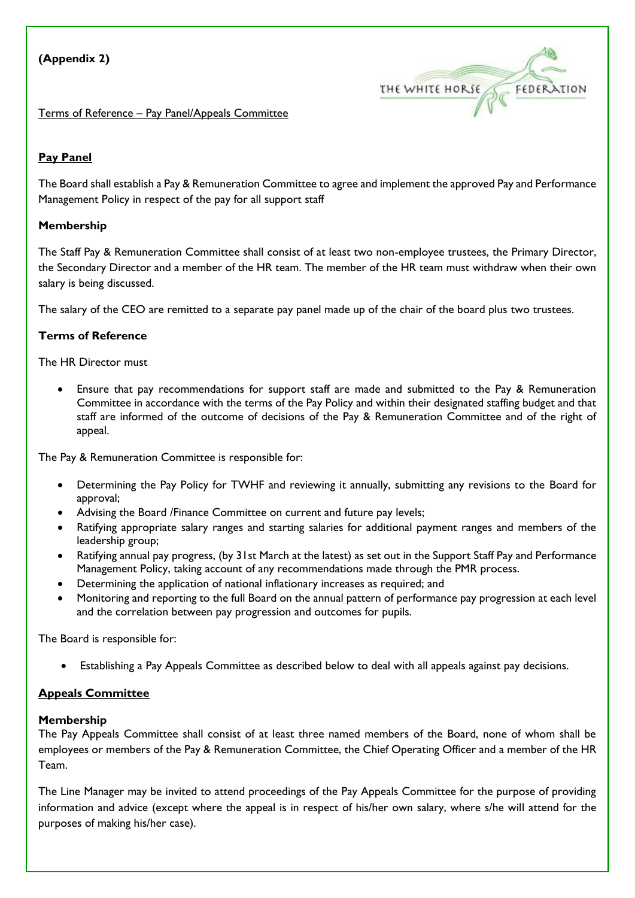**(Appendix 2)**

Terms of Reference – Pay Panel/Appeals Committee

## Pay Panel

The Board shall establish a Pay & Remuneration Committee to agree and implement the approved Pay and Performance Management Policy in respect of the pay for all support staff

### Membership

The Staff Pay & Remuneration Committee shall consist of at least two non-employee trustees, the Primary Director, the Secondary Director and a member of the HR team. The member of the HR team must withdraw when their own salary is being discussed.

The salary of the CEO are remitted to a separate pay panel made up of the chair of the board plus two trustees.

### Terms of Reference

The HR Director must

- Ensure that pay recommendations for support staff are made and submitted to the Pay & Remuneration Committee in accordance with the terms of the Pay Policy and within their designated staffing budget and that staff are informed of the outcome of decisions of the Pay & Remuneration Committee and of the right of appeal.

The Pay & Remuneration Committee is responsible for:

- Determining the Pay Policy for TWHF and reviewing it annually, submitting any revisions to the Board for approval;
- Advising the Board /Finance Committee on current and future pay levels;
- Ratifying appropriate salary ranges and starting salaries for additional payment ranges and members of the leadership group;
- Ratifying annual pay progress, (by 31st March at the latest) as set out in the Support Staff Pay and Performance Management Policy, taking account of any recommendations made through the PMR process.
- Determining the application of national inflationary increases as required; and
- Monitoring and reporting to the full Board on the annual pattern of performance pay progression at each level and the correlation between pay progression and outcomes for pupils.

The Board is responsible for:

- Establishing a Pay Appeals Committee as described below to deal with all appeals against pay decisions.

## Appeals Committee

### Membership

The Pay Appeals Committee shall consist of at least three named members of the Board, none of whom shall be employees or members of the Pay & Remuneration Committee, the Chief Operating Officer and a member of the HR Team.

The Line Manager may be invited to attend proceedings of the Pay Appeals Committee for the purpose of providing information and advice (except where the appeal is in respect of his/her own salary, where s/he will attend for the purposes of making his/her case).